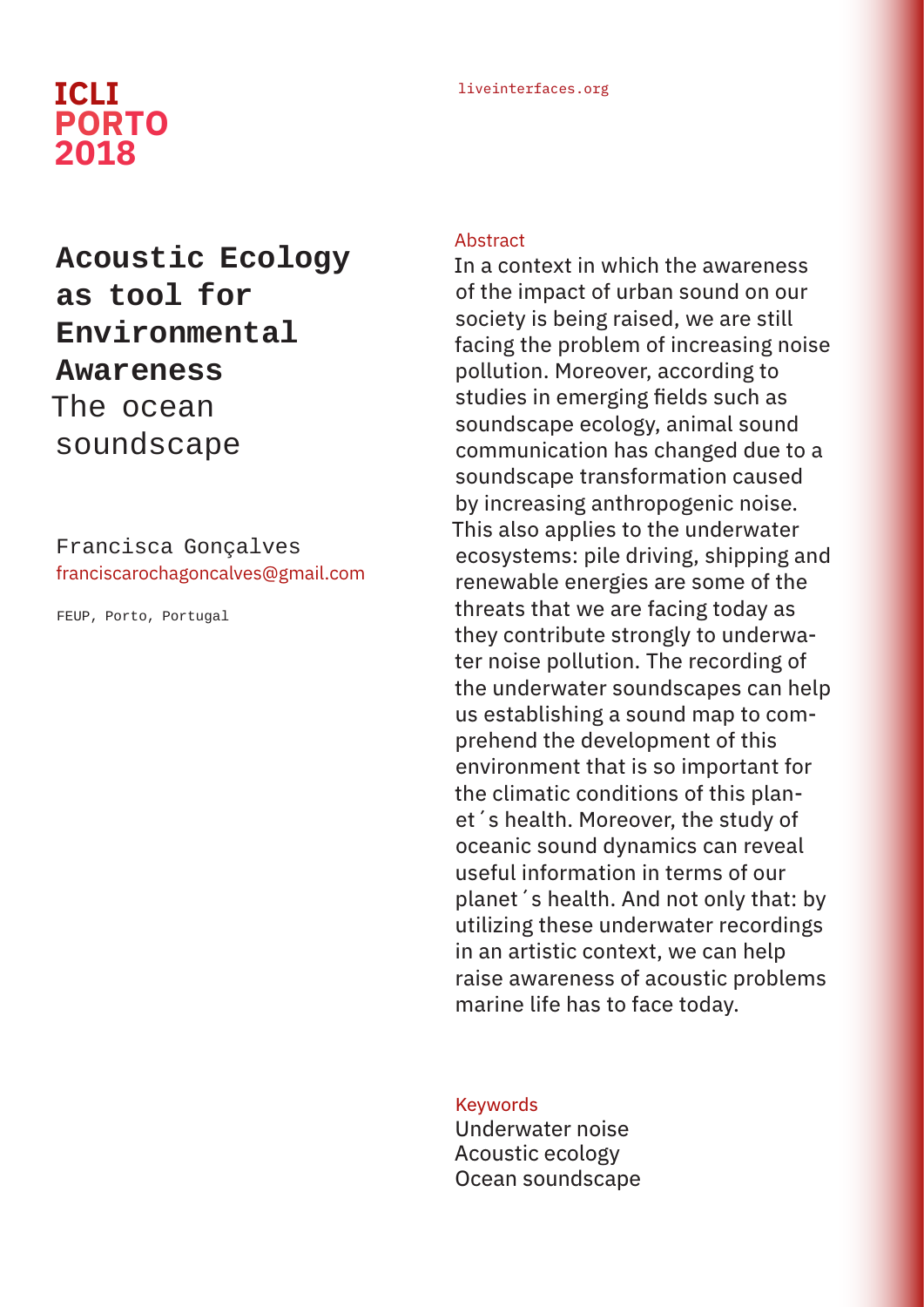# Acoustic Ecology as tool for Environmental Awareness

## The ocean soundscape

Francisca Gonçalves
franciscarochagoncalves@gmail.com

FEUP, Porto, Portugal

### Abstract

In a context in which the awareness of the impact of urban sound on our society is being raised, we are still facing the problem of increasing noise pollution. Moreover, according to studies in emerging fields such as soundscape ecology, animal sound communication has changed due to a soundscape transformation caused by increasing anthropogenic noise. This also applies to the underwater ecosystems: pile driving, shipping and renewable energies are some of the threats that we are facing today as they contribute strongly to underwater noise pollution. The recording of the underwater soundscapes can help us establishing a sound map to comprehend the development of this environment that is so important for the climatic conditions of this planet´s health. Moreover, the study of oceanic sound dynamics can reveal useful information in terms of our planet´s health. And not only that: by utilizing these underwater recordings in an artistic context, we can help raise awareness of acoustic problems marine life has to face today.

### Keywords

Underwater noise
Acoustic ecology
Ocean soundscape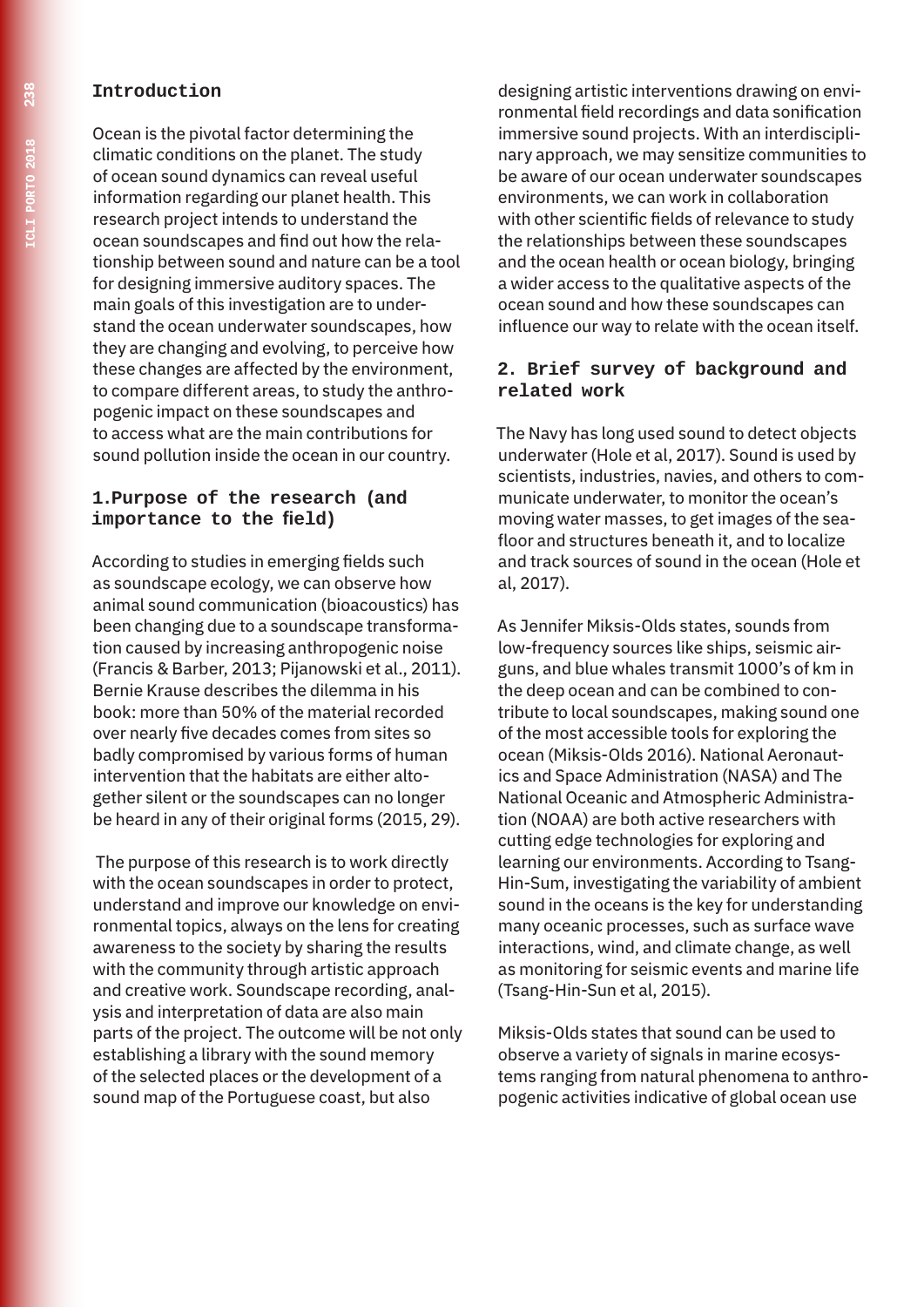## Introduction

Ocean is the pivotal factor determining the climatic conditions on the planet. The study of ocean sound dynamics can reveal useful information regarding our planet health. This research project intends to understand the ocean soundscapes and find out how the relationship between sound and nature can be a tool for designing immersive auditory spaces. The main goals of this investigation are to understand the ocean underwater soundscapes, how they are changing and evolving, to perceive how these changes are affected by the environment, to compare different areas, to study the anthropogenic impact on these soundscapes and to access what are the main contributions for sound pollution inside the ocean in our country.

## 1.Purpose of the research (and importance to the field)

According to studies in emerging fields such as soundscape ecology, we can observe how animal sound communication (bioacoustics) has been changing due to a soundscape transformation caused by increasing anthropogenic noise (Francis & Barber, 2013; Pijanowski et al., 2011). Bernie Krause describes the dilemma in his book: more than 50% of the material recorded over nearly five decades comes from sites so badly compromised by various forms of human intervention that the habitats are either altogether silent or the soundscapes can no longer be heard in any of their original forms (2015, 29).

The purpose of this research is to work directly with the ocean soundscapes in order to protect, understand and improve our knowledge on environmental topics, always on the lens for creating awareness to the society by sharing the results with the community through artistic approach and creative work. Soundscape recording, analysis and interpretation of data are also main parts of the project. The outcome will be not only establishing a library with the sound memory of the selected places or the development of a sound map of the Portuguese coast, but also designing artistic interventions drawing on environmental field recordings and data sonification immersive sound projects. With an interdisciplinary approach, we may sensitize communities to be aware of our ocean underwater soundscapes environments, we can work in collaboration with other scientific fields of relevance to study the relationships between these soundscapes and the ocean health or ocean biology, bringing a wider access to the qualitative aspects of the ocean sound and how these soundscapes can influence our way to relate with the ocean itself.

## 2. Brief survey of background and related work

The Navy has long used sound to detect objects underwater (Hole et al, 2017). Sound is used by scientists, industries, navies, and others to communicate underwater, to monitor the ocean's moving water masses, to get images of the seafloor and structures beneath it, and to localize and track sources of sound in the ocean (Hole et al, 2017).

As Jennifer Miksis-Olds states, sounds from low-frequency sources like ships, seismic airguns, and blue whales transmit 1000's of km in the deep ocean and can be combined to contribute to local soundscapes, making sound one of the most accessible tools for exploring the ocean (Miksis-Olds 2016). National Aeronautics and Space Administration (NASA) and The National Oceanic and Atmospheric Administration (NOAA) are both active researchers with cutting edge technologies for exploring and learning our environments. According to Tsang-Hin-Sum, investigating the variability of ambient sound in the oceans is the key for understanding many oceanic processes, such as surface wave interactions, wind, and climate change, as well as monitoring for seismic events and marine life (Tsang-Hin-Sun et al, 2015).

Miksis-Olds states that sound can be used to observe a variety of signals in marine ecosystems ranging from natural phenomena to anthropogenic activities indicative of global ocean use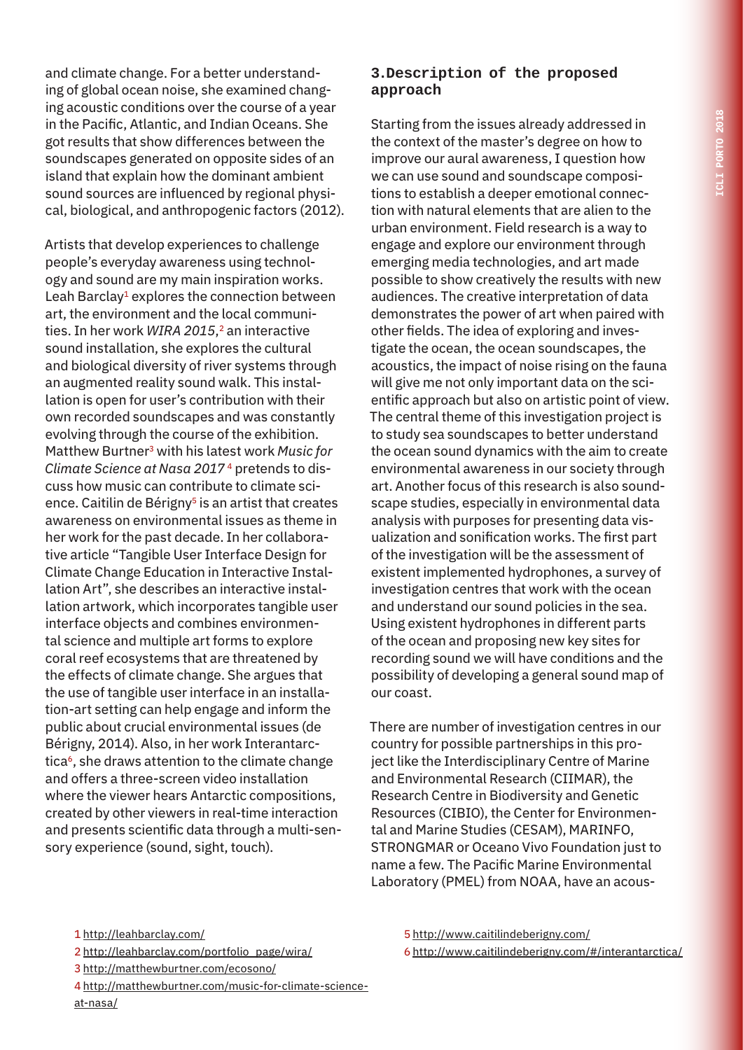and climate change. For a better understanding of global ocean noise, she examined changing acoustic conditions over the course of a year in the Pacific, Atlantic, and Indian Oceans. She got results that show differences between the soundscapes generated on opposite sides of an island that explain how the dominant ambient sound sources are influenced by regional physical, biological, and anthropogenic factors (2012).

Artists that develop experiences to challenge people's everyday awareness using technology and sound are my main inspiration works. Leah Barclay[1] explores the connection between art, the environment and the local communities. In her work *WIRA 2015*,[2] an interactive sound installation, she explores the cultural and biological diversity of river systems through an augmented reality sound walk. This installation is open for user's contribution with their own recorded soundscapes and was constantly evolving through the course of the exhibition. Matthew Burtner[3] with his latest work *Music for Climate Science at Nasa 2017*[4] pretends to discuss how music can contribute to climate science. Caitilin de Bérigny[5] is an artist that creates awareness on environmental issues as theme in her work for the past decade. In her collaborative article "Tangible User Interface Design for Climate Change Education in Interactive Installation Art", she describes an interactive installation artwork, which incorporates tangible user interface objects and combines environmental science and multiple art forms to explore coral reef ecosystems that are threatened by the effects of climate change. She argues that the use of tangible user interface in an installation-art setting can help engage and inform the public about crucial environmental issues (de Bérigny, 2014). Also, in her work Interantarctica[6], she draws attention to the climate change and offers a three-screen video installation where the viewer hears Antarctic compositions, created by other viewers in real-time interaction and presents scientific data through a multi-sensory experience (sound, sight, touch).

## 3.Description of the proposed approach

Starting from the issues already addressed in the context of the master's degree on how to improve our aural awareness, I question how we can use sound and soundscape compositions to establish a deeper emotional connection with natural elements that are alien to the urban environment. Field research is a way to engage and explore our environment through emerging media technologies, and art made possible to show creatively the results with new audiences. The creative interpretation of data demonstrates the power of art when paired with other fields. The idea of exploring and investigate the ocean, the ocean soundscapes, the acoustics, the impact of noise rising on the fauna will give me not only important data on the scientific approach but also on artistic point of view. The central theme of this investigation project is to study sea soundscapes to better understand the ocean sound dynamics with the aim to create environmental awareness in our society through art. Another focus of this research is also soundscape studies, especially in environmental data analysis with purposes for presenting data visualization and sonification works. The first part of the investigation will be the assessment of existent implemented hydrophones, a survey of investigation centres that work with the ocean and understand our sound policies in the sea. Using existent hydrophones in different parts of the ocean and proposing new key sites for recording sound we will have conditions and the possibility of developing a general sound map of our coast.

There are number of investigation centres in our country for possible partnerships in this project like the Interdisciplinary Centre of Marine and Environmental Research (CIIMAR), the Research Centre in Biodiversity and Genetic Resources (CIBIO), the Center for Environmental and Marine Studies (CESAM), MARINFO, STRONGMAR or Oceano Vivo Foundation just to name a few. The Pacific Marine Environmental Laboratory (PMEL) from NOAA, have an acous-

1 http://leahbarclay.com/

2 http://leahbarclay.com/portfolio_page/wira/

3 http://matthewburtner.com/ecosono/

4 http://matthewburtner.com/music-for-climate-science-at-nasa/

5 http://www.caitilindeberigny.com/

6 http://www.caitilindeberigny.com/#/interantarctica/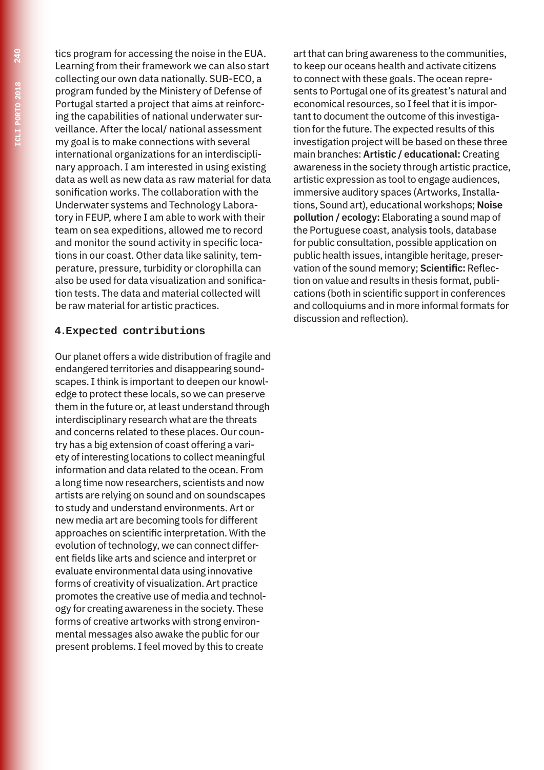tics program for accessing the noise in the EUA. Learning from their framework we can also start collecting our own data nationally. SUB-ECO, a program funded by the Ministery of Defense of Portugal started a project that aims at reinforcing the capabilities of national underwater surveillance. After the local/ national assessment my goal is to make connections with several international organizations for an interdisciplinary approach. I am interested in using existing data as well as new data as raw material for data sonification works. The collaboration with the Underwater systems and Technology Laboratory in FEUP, where I am able to work with their team on sea expeditions, allowed me to record and monitor the sound activity in specific locations in our coast. Other data like salinity, temperature, pressure, turbidity or clorophilla can also be used for data visualization and sonification tests. The data and material collected will be raw material for artistic practices.

## 4. Expected contributions

Our planet offers a wide distribution of fragile and endangered territories and disappearing soundscapes. I think is important to deepen our knowledge to protect these locals, so we can preserve them in the future or, at least understand through interdisciplinary research what are the threats and concerns related to these places. Our country has a big extension of coast offering a variety of interesting locations to collect meaningful information and data related to the ocean. From a long time now researchers, scientists and now artists are relying on sound and on soundscapes to study and understand environments. Art or new media art are becoming tools for different approaches on scientific interpretation. With the evolution of technology, we can connect different fields like arts and science and interpret or evaluate environmental data using innovative forms of creativity of visualization. Art practice promotes the creative use of media and technology for creating awareness in the society. These forms of creative artworks with strong environmental messages also awake the public for our present problems. I feel moved by this to create art that can bring awareness to the communities, to keep our oceans health and activate citizens to connect with these goals. The ocean represents to Portugal one of its greatest's natural and economical resources, so I feel that it is important to document the outcome of this investigation for the future. The expected results of this investigation project will be based on these three main branches: **Artistic / educational:** Creating awareness in the society through artistic practice, artistic expression as tool to engage audiences, immersive auditory spaces (Artworks, Installations, Sound art), educational workshops; **Noise pollution / ecology:** Elaborating a sound map of the Portuguese coast, analysis tools, database for public consultation, possible application on public health issues, intangible heritage, preservation of the sound memory; **Scientific:** Reflection on value and results in thesis format, publications (both in scientific support in conferences and colloquiums and in more informal formats for discussion and reflection).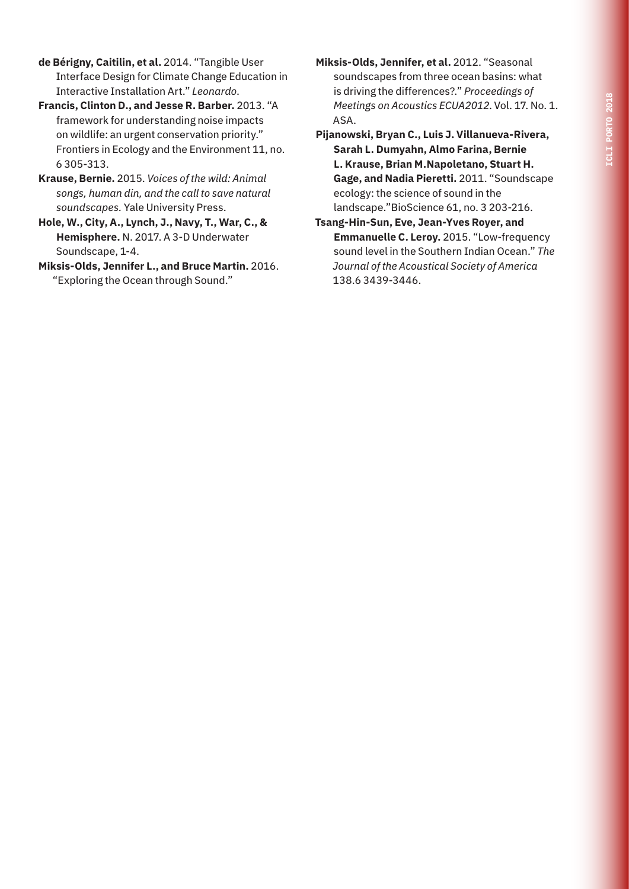**de Bérigny, Caitilin, et al.** 2014. "Tangible User Interface Design for Climate Change Education in Interactive Installation Art." *Leonardo*.

**Francis, Clinton D., and Jesse R. Barber.** 2013. "A framework for understanding noise impacts on wildlife: an urgent conservation priority." Frontiers in Ecology and the Environment 11, no. 6 305-313.

**Krause, Bernie.** 2015. *Voices of the wild: Animal songs, human din, and the call to save natural soundscapes.* Yale University Press.

**Hole, W., City, A., Lynch, J., Navy, T., War, C., & Hemisphere.** N. 2017. A 3-D Underwater Soundscape, 1-4.

**Miksis-Olds, Jennifer L., and Bruce Martin.** 2016. "Exploring the Ocean through Sound."

**Miksis-Olds, Jennifer, et al.** 2012. "Seasonal soundscapes from three ocean basins: what is driving the differences?." *Proceedings of Meetings on Acoustics ECUA2012*. Vol. 17. No. 1. ASA.

**Pijanowski, Bryan C., Luis J. Villanueva-Rivera, Sarah L. Dumyahn, Almo Farina, Bernie L. Krause, Brian M.Napoletano, Stuart H. Gage, and Nadia Pieretti.** 2011. "Soundscape ecology: the science of sound in the landscape."BioScience 61, no. 3 203-216.

**Tsang-Hin-Sun, Eve, Jean-Yves Royer, and Emmanuelle C. Leroy.** 2015. "Low-frequency sound level in the Southern Indian Ocean." *The Journal of the Acoustical Society of America* 138.6 3439-3446.